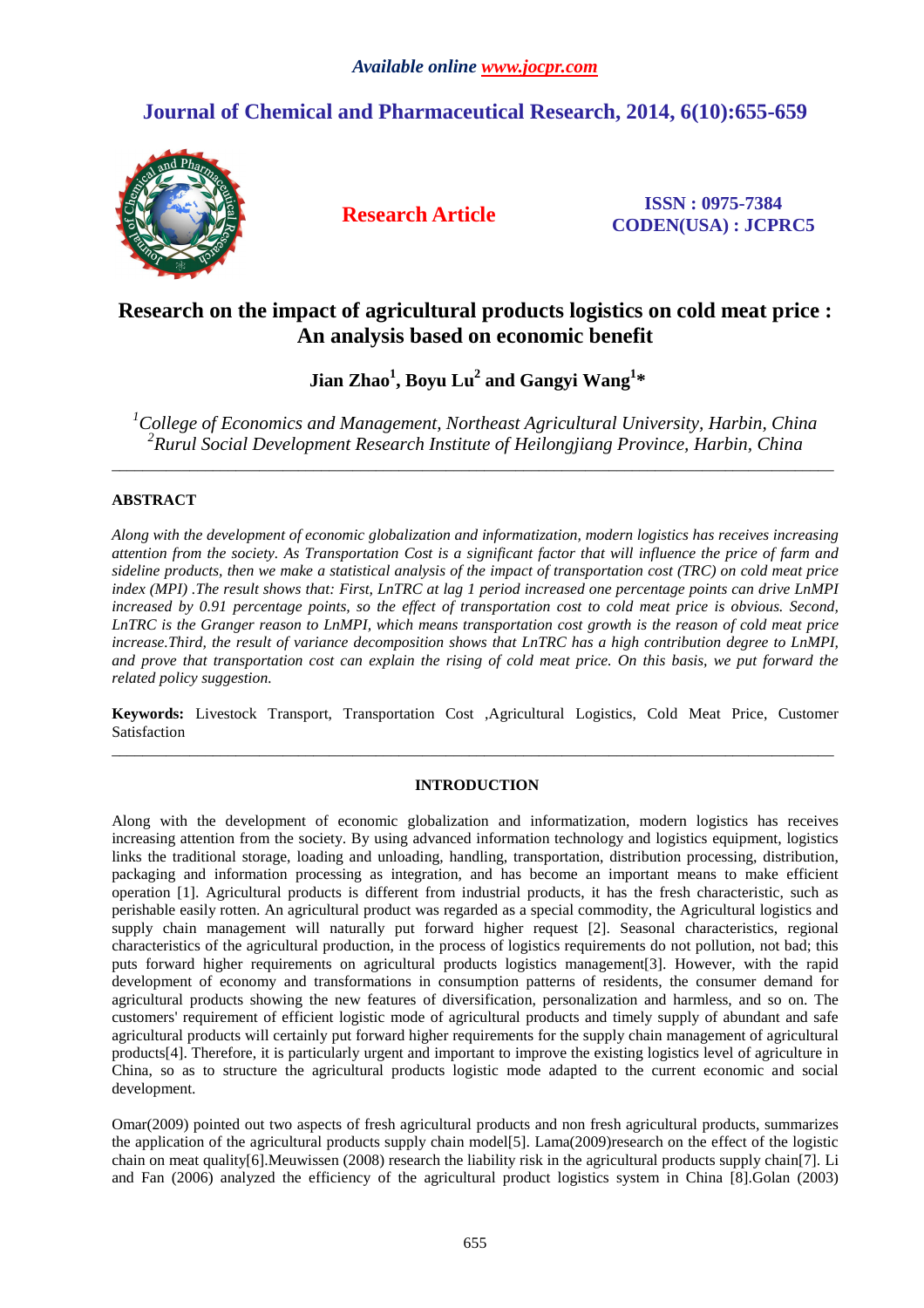# Research on the impact of agricultural products logistics on cold meat price : An analysis based on economic benefit

**Jian Zhao[1], Boyu Lu[2] and Gangyi Wang[1]***

*[1]College of Economics and Management, Northeast Agricultural University, Harbin, China*
*[2]Rurul Social Development Research Institute of Heilongjiang Province, Harbin, China*

---

## ABSTRACT

*Along with the development of economic globalization and informatization, modern logistics has receives increasing attention from the society. As Transportation Cost is a significant factor that will influence the price of farm and sideline products, then we make a statistical analysis of the impact of transportation cost (TRC) on cold meat price index (MPI) .The result shows that: First, LnTRC at lag 1 period increased one percentage points can drive LnMPI increased by 0.91 percentage points, so the effect of transportation cost to cold meat price is obvious. Second, LnTRC is the Granger reason to LnMPI, which means transportation cost growth is the reason of cold meat price increase.Third, the result of variance decomposition shows that LnTRC has a high contribution degree to LnMPI, and prove that transportation cost can explain the rising of cold meat price. On this basis, we put forward the related policy suggestion.*

**Keywords:** Livestock Transport, Transportation Cost ,Agricultural Logistics, Cold Meat Price, Customer Satisfaction

---

## INTRODUCTION

Along with the development of economic globalization and informatization, modern logistics has receives increasing attention from the society. By using advanced information technology and logistics equipment, logistics links the traditional storage, loading and unloading, handling, transportation, distribution processing, distribution, packaging and information processing as integration, and has become an important means to make efficient operation [1]. Agricultural products is different from industrial products, it has the fresh characteristic, such as perishable easily rotten. An agricultural product was regarded as a special commodity, the Agricultural logistics and supply chain management will naturally put forward higher request [2]. Seasonal characteristics, regional characteristics of the agricultural production, in the process of logistics requirements do not pollution, not bad; this puts forward higher requirements on agricultural products logistics management[3]. However, with the rapid development of economy and transformations in consumption patterns of residents, the consumer demand for agricultural products showing the new features of diversification, personalization and harmless, and so on. The customers' requirement of efficient logistic mode of agricultural products and timely supply of abundant and safe agricultural products will certainly put forward higher requirements for the supply chain management of agricultural products[4]. Therefore, it is particularly urgent and important to improve the existing logistics level of agriculture in China, so as to structure the agricultural products logistic mode adapted to the current economic and social development.

Omar(2009) pointed out two aspects of fresh agricultural products and non fresh agricultural products, summarizes the application of the agricultural products supply chain model[5]. Lama(2009)research on the effect of the logistic chain on meat quality[6].Meuwissen (2008) research the liability risk in the agricultural products supply chain[7]. Li and Fan (2006) analyzed the efficiency of the agricultural product logistics system in China [8].Golan (2003)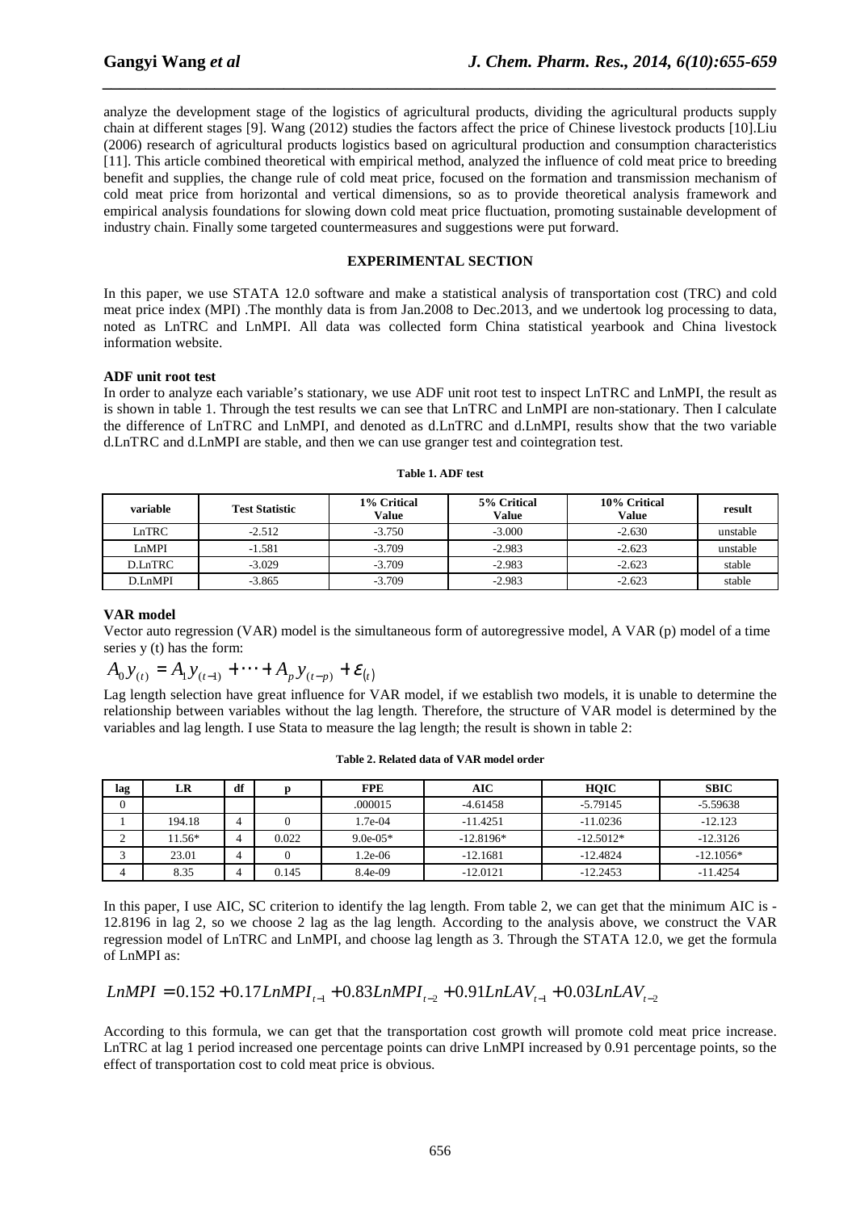analyze the development stage of the logistics of agricultural products, dividing the agricultural products supply chain at different stages [9]. Wang (2012) studies the factors affect the price of Chinese livestock products [10].Liu (2006) research of agricultural products logistics based on agricultural production and consumption characteristics [11]. This article combined theoretical with empirical method, analyzed the influence of cold meat price to breeding benefit and supplies, the change rule of cold meat price, focused on the formation and transmission mechanism of cold meat price from horizontal and vertical dimensions, so as to provide theoretical analysis framework and empirical analysis foundations for slowing down cold meat price fluctuation, promoting sustainable development of industry chain. Finally some targeted countermeasures and suggestions were put forward.

## EXPERIMENTAL SECTION

In this paper, we use STATA 12.0 software and make a statistical analysis of transportation cost (TRC) and cold meat price index (MPI) .The monthly data is from Jan.2008 to Dec.2013, and we undertook log processing to data, noted as LnTRC and LnMPI. All data was collected form China statistical yearbook and China livestock information website.

### ADF unit root test

In order to analyze each variable's stationary, we use ADF unit root test to inspect LnTRC and LnMPI, the result as is shown in table 1. Through the test results we can see that LnTRC and LnMPI are non-stationary. Then I calculate the difference of LnTRC and LnMPI, and denoted as d.LnTRC and d.LnMPI, results show that the two variable d.LnTRC and d.LnMPI are stable, and then we can use granger test and cointegration test.

**Table 1. ADF test**

| variable | Test Statistic | 1% Critical Value | 5% Critical Value | 10% Critical Value | result |
|---|---|---|---|---|---|
| LnTRC | -2.512 | -3.750 | -3.000 | -2.630 | unstable |
| LnMPI | -1.581 | -3.709 | -2.983 | -2.623 | unstable |
| D.LnTRC | -3.029 | -3.709 | -2.983 | -2.623 | stable |
| D.LnMPI | -3.865 | -3.709 | -2.983 | -2.623 | stable |

### VAR model

Vector auto regression (VAR) model is the simultaneous form of autoregressive model, A VAR (p) model of a time series y (t) has the form:

$$A_0 y_{(t)} = A_1 y_{(t-1)} + \cdots + A_p y_{(t-p)} + \varepsilon_{(t)}$$

Lag length selection have great influence for VAR model, if we establish two models, it is unable to determine the relationship between variables without the lag length. Therefore, the structure of VAR model is determined by the variables and lag length. I use Stata to measure the lag length; the result is shown in table 2:

**Table 2. Related data of VAR model order**

| lag | LR | df | p | FPE | AIC | HQIC | SBIC |
|---|---|---|---|---|---|---|---|
| 0 | | | | .000015 | -4.61458 | -5.79145 | -5.59638 |
| 1 | 194.18 | 4 | 0 | 1.7e-04 | -11.4251 | -11.0236 | -12.123 |
| 2 | 11.56* | 4 | 0.022 | 9.0e-05* | -12.8196* | -12.5012* | -12.3126 |
| 3 | 23.01 | 4 | 0 | 1.2e-06 | -12.1681 | -12.4824 | -12.1056* |
| 4 | 8.35 | 4 | 0.145 | 8.4e-09 | -12.0121 | -12.2453 | -11.4254 |

In this paper, I use AIC, SC criterion to identify the lag length. From table 2, we can get that the minimum AIC is -12.8196 in lag 2, so we choose 2 lag as the lag length. According to the analysis above, we construct the VAR regression model of LnTRC and LnMPI, and choose lag length as 3. Through the STATA 12.0, we get the formula of LnMPI as:

$$LnMPI = 0.152 + 0.17LnMPI_{t-1} + 0.83LnMPI_{t-2} + 0.91LnLAV_{t-1} + 0.03LnLAV_{t-2}$$

According to this formula, we can get that the transportation cost growth will promote cold meat price increase. LnTRC at lag 1 period increased one percentage points can drive LnMPI increased by 0.91 percentage points, so the effect of transportation cost to cold meat price is obvious.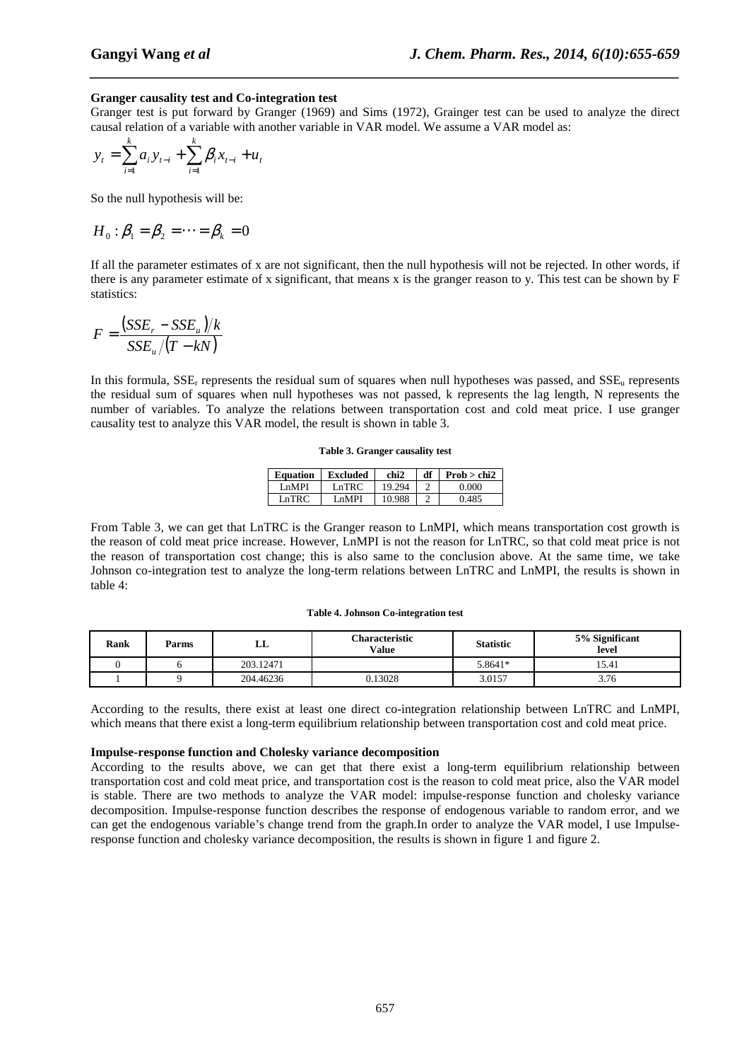**Granger causality test and Co-integration test**

Granger test is put forward by Granger (1969) and Sims (1972), Grainger test can be used to analyze the direct causal relation of a variable with another variable in VAR model. We assume a VAR model as:

$$y_t = \sum_{i=1}^{k} a_i y_{t-i} + \sum_{i=1}^{k} \beta_i x_{t-i} + u_t$$

So the null hypothesis will be:

$$H_0 : \beta_1 = \beta_2 = \cdots = \beta_k = 0$$

If all the parameter estimates of x are not significant, then the null hypothesis will not be rejected. In other words, if there is any parameter estimate of x significant, that means x is the granger reason to y. This test can be shown by F statistics:

$$F = \frac{(SSE_r - SSE_u)/k}{SSE_u/(T - kN)}$$

In this formula, $SSE_r$ represents the residual sum of squares when null hypotheses was passed, and $SSE_u$ represents the residual sum of squares when null hypotheses was not passed, k represents the lag length, N represents the number of variables. To analyze the relations between transportation cost and cold meat price. I use granger causality test to analyze this VAR model, the result is shown in table 3.

**Table 3. Granger causality test**

| Equation | Excluded | chi2 | df | Prob > chi2 |
|---|---|---|---|---|
| LnMPI | LnTRC | 19.294 | 2 | 0.000 |
| LnTRC | LnMPI | 10.988 | 2 | 0.485 |

From Table 3, we can get that LnTRC is the Granger reason to LnMPI, which means transportation cost growth is the reason of cold meat price increase. However, LnMPI is not the reason for LnTRC, so that cold meat price is not the reason of transportation cost change; this is also same to the conclusion above. At the same time, we take Johnson co-integration test to analyze the long-term relations between LnTRC and LnMPI, the results is shown in table 4:

**Table 4. Johnson Co-integration test**

| Rank | Parms | LL | Characteristic Value | Statistic | 5% Significant level |
|---|---|---|---|---|---|
| 0 | 6 | 203.12471 | | 5.8641* | 15.41 |
| 1 | 9 | 204.46236 | 0.13028 | 3.0157 | 3.76 |

According to the results, there exist at least one direct co-integration relationship between LnTRC and LnMPI, which means that there exist a long-term equilibrium relationship between transportation cost and cold meat price.

**Impulse-response function and Cholesky variance decomposition**

According to the results above, we can get that there exist a long-term equilibrium relationship between transportation cost and cold meat price, and transportation cost is the reason to cold meat price, also the VAR model is stable. There are two methods to analyze the VAR model: impulse-response function and cholesky variance decomposition. Impulse-response function describes the response of endogenous variable to random error, and we can get the endogenous variable's change trend from the graph.In order to analyze the VAR model, I use Impulse-response function and cholesky variance decomposition, the results is shown in figure 1 and figure 2.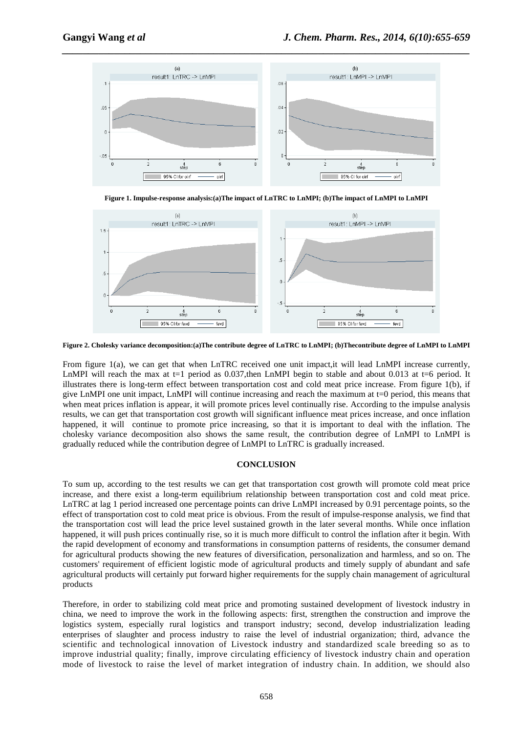**Figure 1. Impulse-response analysis:(a)The impact of LnTRC to LnMPI; (b)The impact of LnMPI to LnMPI**

**Figure 2. Cholesky variance decomposition:(a)The contribute degree of LnTRC to LnMPI; (b)Thecontribute degree of LnMPI to LnMPI**

From figure 1(a), we can get that when LnTRC received one unit impact,it will lead LnMPI increase currently, LnMPI will reach the max at t=1 period as 0.037,then LnMPI begin to stable and about 0.013 at t=6 period. It illustrates there is long-term effect between transportation cost and cold meat price increase. From figure 1(b), if give LnMPI one unit impact, LnMPI will continue increasing and reach the maximum at t=0 period, this means that when meat prices inflation is appear, it will promote prices level continually rise. According to the impulse analysis results, we can get that transportation cost growth will significant influence meat prices increase, and once inflation happened, it will continue to promote price increasing, so that it is important to deal with the inflation. The cholesky variance decomposition also shows the same result, the contribution degree of LnMPI to LnMPI is gradually reduced while the contribution degree of LnMPI to LnTRC is gradually increased.

## CONCLUSION

To sum up, according to the test results we can get that transportation cost growth will promote cold meat price increase, and there exist a long-term equilibrium relationship between transportation cost and cold meat price. LnTRC at lag 1 period increased one percentage points can drive LnMPI increased by 0.91 percentage points, so the effect of transportation cost to cold meat price is obvious. From the result of impulse-response analysis, we find that the transportation cost will lead the price level sustained growth in the later several months. While once inflation happened, it will push prices continually rise, so it is much more difficult to control the inflation after it begin. With the rapid development of economy and transformations in consumption patterns of residents, the consumer demand for agricultural products showing the new features of diversification, personalization and harmless, and so on. The customers' requirement of efficient logistic mode of agricultural products and timely supply of abundant and safe agricultural products will certainly put forward higher requirements for the supply chain management of agricultural products

Therefore, in order to stabilizing cold meat price and promoting sustained development of livestock industry in china, we need to improve the work in the following aspects: first, strengthen the construction and improve the logistics system, especially rural logistics and transport industry; second, develop industrialization leading enterprises of slaughter and process industry to raise the level of industrial organization; third, advance the scientific and technological innovation of Livestock industry and standardized scale breeding so as to improve industrial quality; finally, improve circulating efficiency of livestock industry chain and operation mode of livestock to raise the level of market integration of industry chain. In addition, we should also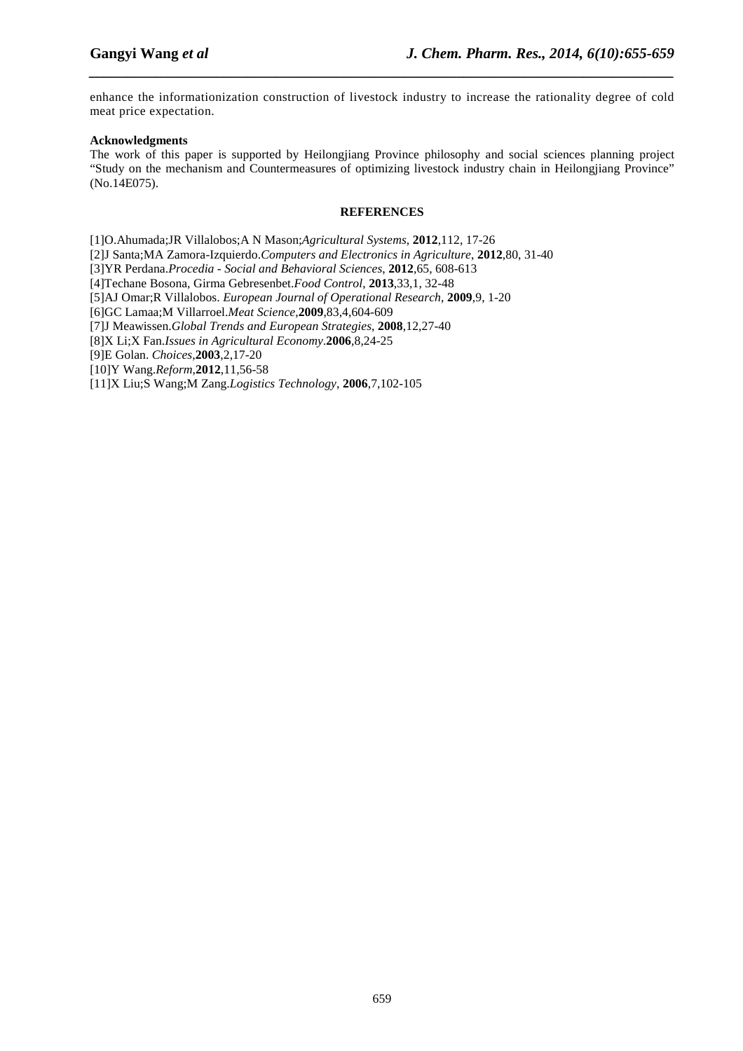enhance the informationization construction of livestock industry to increase the rationality degree of cold meat price expectation.

**Acknowledgments**

The work of this paper is supported by Heilongjiang Province philosophy and social sciences planning project "Study on the mechanism and Countermeasures of optimizing livestock industry chain in Heilongjiang Province" (No.14E075).

## REFERENCES

[1]O.Ahumada;JR Villalobos;A N Mason;*Agricultural Systems*, **2012**,112, 17-26

[2]J Santa;MA Zamora-Izquierdo.*Computers and Electronics in Agriculture*, **2012**,80, 31-40

[3]YR Perdana.*Procedia - Social and Behavioral Sciences*, **2012**,65, 608-613

[4]Techane Bosona, Girma Gebresenbet.*Food Control*, **2013**,33,1, 32-48

[5]AJ Omar;R Villalobos. *European Journal of Operational Research*, **2009**,9, 1-20

[6]GC Lamaa;M Villarroel.*Meat Science*,**2009**,83,4,604-609

[7]J Meawissen.*Global Trends and European Strategies*, **2008**,12,27-40

[8]X Li;X Fan.*Issues in Agricultural Economy*.**2006**,8,24-25

[9]E Golan. *Choices*,**2003**,2,17-20

[10]Y Wang.*Reform*,**2012**,11,56-58

[11]X Liu;S Wang;M Zang.*Logistics Technology*, **2006**,7,102-105